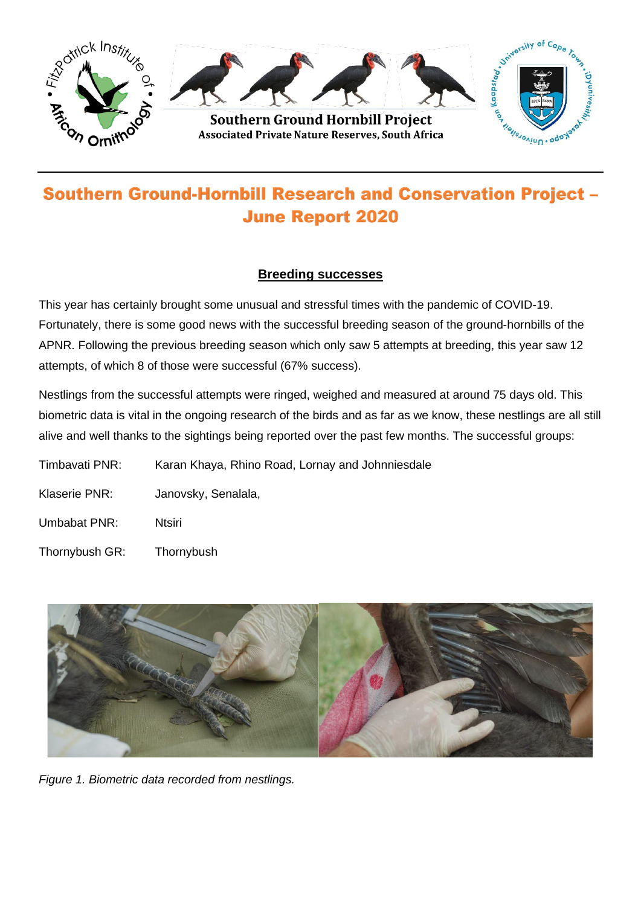Southern Ground Hornbill Project
Associated Private Nature Reserves, South Africa

# Southern Ground-Hornbill Research and Conservation Project – June Report 2020

## Breeding successes

This year has certainly brought some unusual and stressful times with the pandemic of COVID-19. Fortunately, there is some good news with the successful breeding season of the ground-hornbills of the APNR. Following the previous breeding season which only saw 5 attempts at breeding, this year saw 12 attempts, of which 8 of those were successful (67% success).

Nestlings from the successful attempts were ringed, weighed and measured at around 75 days old. This biometric data is vital in the ongoing research of the birds and as far as we know, these nestlings are all still alive and well thanks to the sightings being reported over the past few months. The successful groups:

Timbavati PNR: Karan Khaya, Rhino Road, Lornay and Johnniesdale

Klaserie PNR: Janovsky, Senalala,

Umbabat PNR: Ntsiri

Thornybush GR: Thornybush

*Figure 1. Biometric data recorded from nestlings.*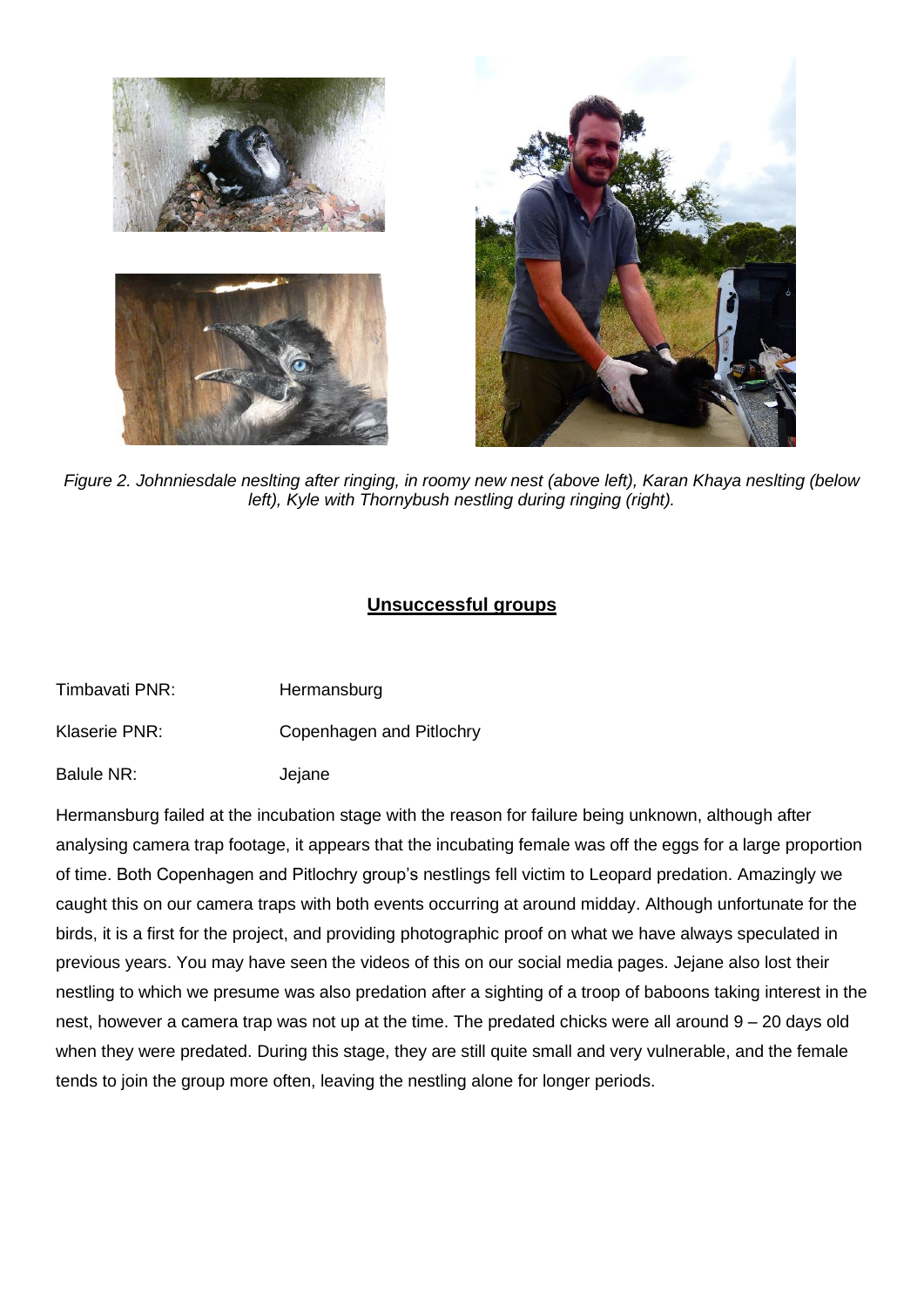*Figure 2. Johnniesdale neslting after ringing, in roomy new nest (above left), Karan Khaya neslting (below left), Kyle with Thornybush nestling during ringing (right).*

## Unsuccessful groups

Timbavati PNR: Hermansburg

Klaserie PNR: Copenhagen and Pitlochry

Balule NR: Jejane

Hermansburg failed at the incubation stage with the reason for failure being unknown, although after analysing camera trap footage, it appears that the incubating female was off the eggs for a large proportion of time. Both Copenhagen and Pitlochry group's nestlings fell victim to Leopard predation. Amazingly we caught this on our camera traps with both events occurring at around midday. Although unfortunate for the birds, it is a first for the project, and providing photographic proof on what we have always speculated in previous years. You may have seen the videos of this on our social media pages. Jejane also lost their nestling to which we presume was also predation after a sighting of a troop of baboons taking interest in the nest, however a camera trap was not up at the time. The predated chicks were all around 9 – 20 days old when they were predated. During this stage, they are still quite small and very vulnerable, and the female tends to join the group more often, leaving the nestling alone for longer periods.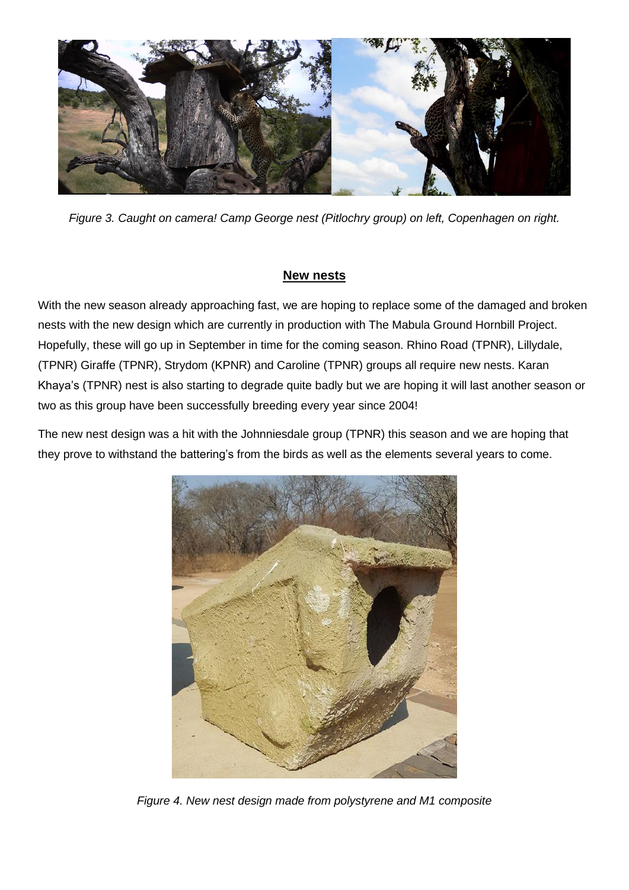*Figure 3. Caught on camera! Camp George nest (Pitlochry group) on left, Copenhagen on right.*

## New nests

With the new season already approaching fast, we are hoping to replace some of the damaged and broken nests with the new design which are currently in production with The Mabula Ground Hornbill Project. Hopefully, these will go up in September in time for the coming season. Rhino Road (TPNR), Lillydale, (TPNR) Giraffe (TPNR), Strydom (KPNR) and Caroline (TPNR) groups all require new nests. Karan Khaya's (TPNR) nest is also starting to degrade quite badly but we are hoping it will last another season or two as this group have been successfully breeding every year since 2004!

The new nest design was a hit with the Johnniesdale group (TPNR) this season and we are hoping that they prove to withstand the battering's from the birds as well as the elements several years to come.

*Figure 4. New nest design made from polystyrene and M1 composite*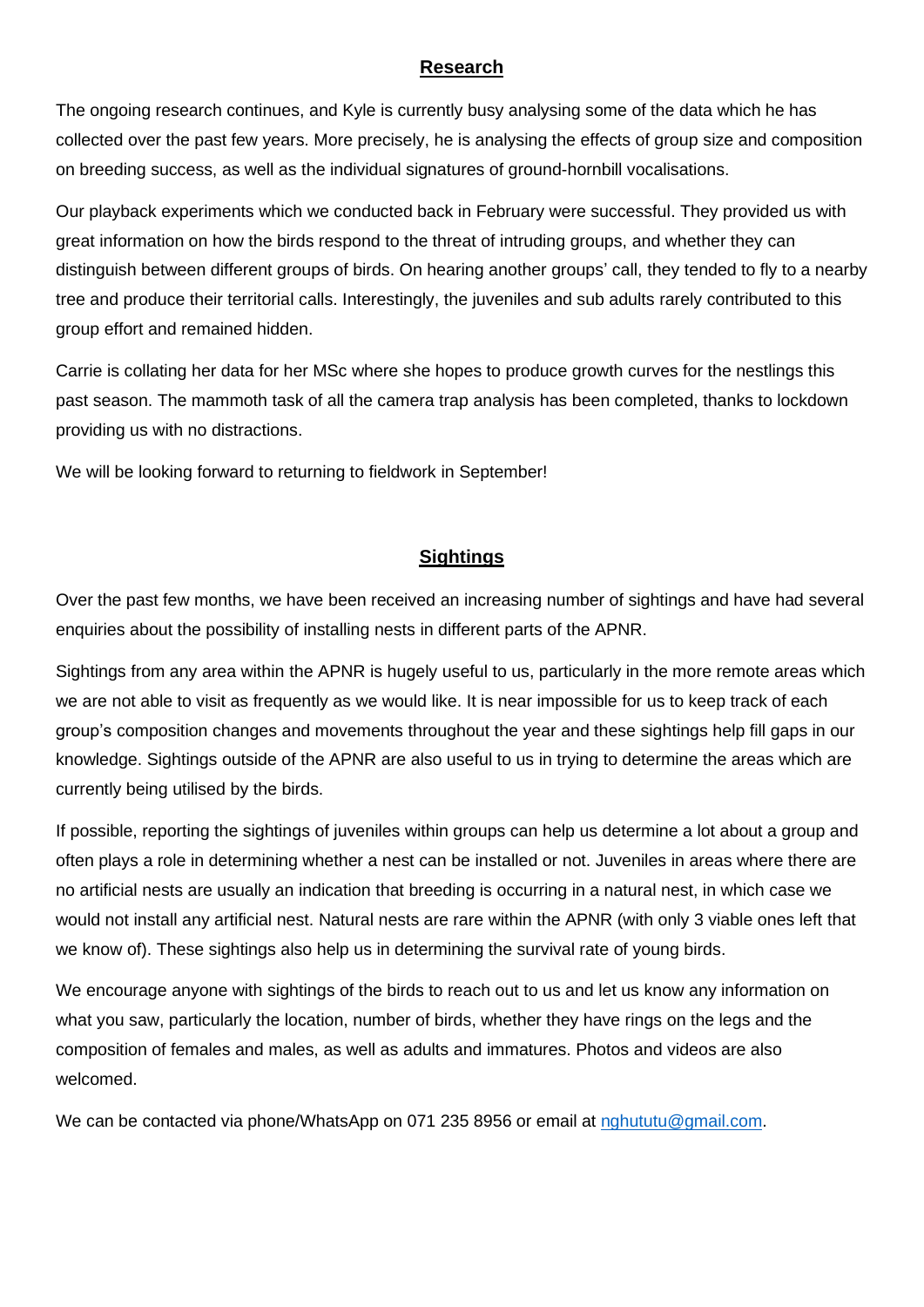## Research

The ongoing research continues, and Kyle is currently busy analysing some of the data which he has collected over the past few years. More precisely, he is analysing the effects of group size and composition on breeding success, as well as the individual signatures of ground-hornbill vocalisations.

Our playback experiments which we conducted back in February were successful. They provided us with great information on how the birds respond to the threat of intruding groups, and whether they can distinguish between different groups of birds. On hearing another groups' call, they tended to fly to a nearby tree and produce their territorial calls. Interestingly, the juveniles and sub adults rarely contributed to this group effort and remained hidden.

Carrie is collating her data for her MSc where she hopes to produce growth curves for the nestlings this past season. The mammoth task of all the camera trap analysis has been completed, thanks to lockdown providing us with no distractions.

We will be looking forward to returning to fieldwork in September!

## Sightings

Over the past few months, we have been received an increasing number of sightings and have had several enquiries about the possibility of installing nests in different parts of the APNR.

Sightings from any area within the APNR is hugely useful to us, particularly in the more remote areas which we are not able to visit as frequently as we would like. It is near impossible for us to keep track of each group's composition changes and movements throughout the year and these sightings help fill gaps in our knowledge. Sightings outside of the APNR are also useful to us in trying to determine the areas which are currently being utilised by the birds.

If possible, reporting the sightings of juveniles within groups can help us determine a lot about a group and often plays a role in determining whether a nest can be installed or not. Juveniles in areas where there are no artificial nests are usually an indication that breeding is occurring in a natural nest, in which case we would not install any artificial nest. Natural nests are rare within the APNR (with only 3 viable ones left that we know of). These sightings also help us in determining the survival rate of young birds.

We encourage anyone with sightings of the birds to reach out to us and let us know any information on what you saw, particularly the location, number of birds, whether they have rings on the legs and the composition of females and males, as well as adults and immatures. Photos and videos are also welcomed.

We can be contacted via phone/WhatsApp on 071 235 8956 or email at nghututu@gmail.com.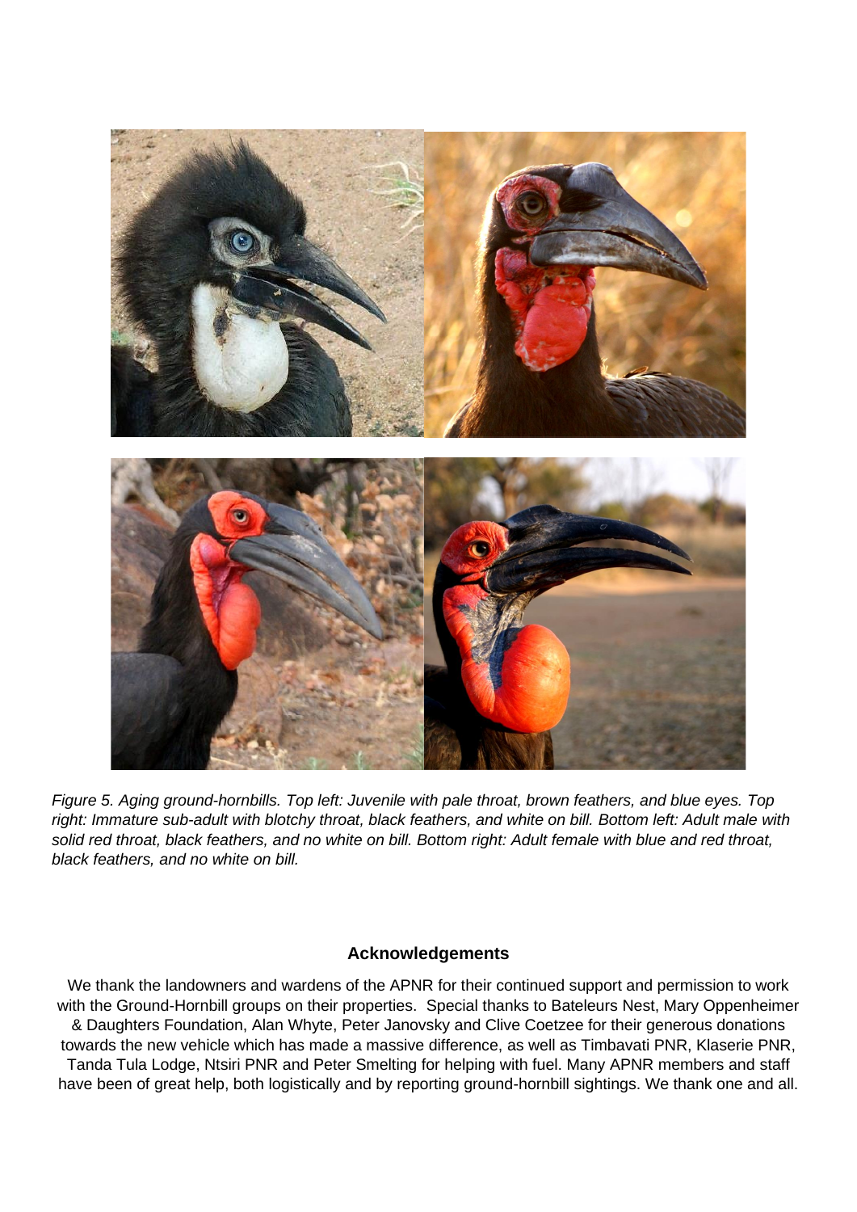*Figure 5. Aging ground-hornbills. Top left: Juvenile with pale throat, brown feathers, and blue eyes. Top right: Immature sub-adult with blotchy throat, black feathers, and white on bill. Bottom left: Adult male with solid red throat, black feathers, and no white on bill. Bottom right: Adult female with blue and red throat, black feathers, and no white on bill.*

## Acknowledgements

We thank the landowners and wardens of the APNR for their continued support and permission to work with the Ground-Hornbill groups on their properties. Special thanks to Bateleurs Nest, Mary Oppenheimer & Daughters Foundation, Alan Whyte, Peter Janovsky and Clive Coetzee for their generous donations towards the new vehicle which has made a massive difference, as well as Timbavati PNR, Klaserie PNR, Tanda Tula Lodge, Ntsiri PNR and Peter Smelting for helping with fuel. Many APNR members and staff have been of great help, both logistically and by reporting ground-hornbill sightings. We thank one and all.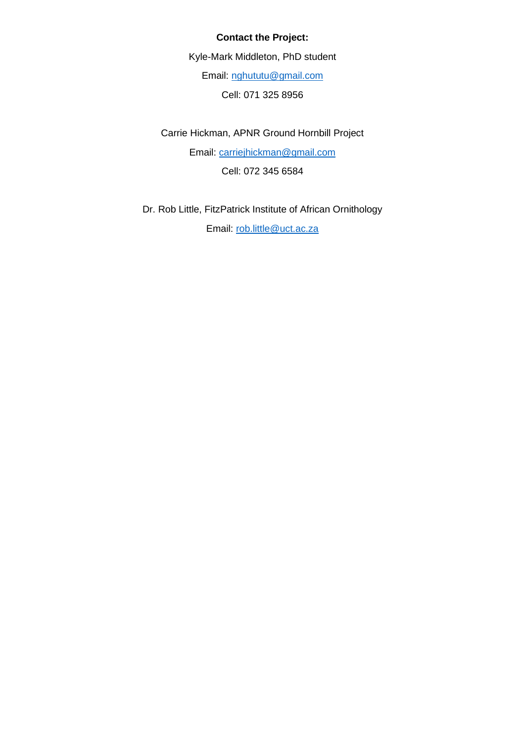**Contact the Project:**

Kyle-Mark Middleton, PhD student

Email: nghututu@gmail.com

Cell: 071 325 8956

Carrie Hickman, APNR Ground Hornbill Project

Email: carriejhickman@gmail.com

Cell: 072 345 6584

Dr. Rob Little, FitzPatrick Institute of African Ornithology

Email: rob.little@uct.ac.za